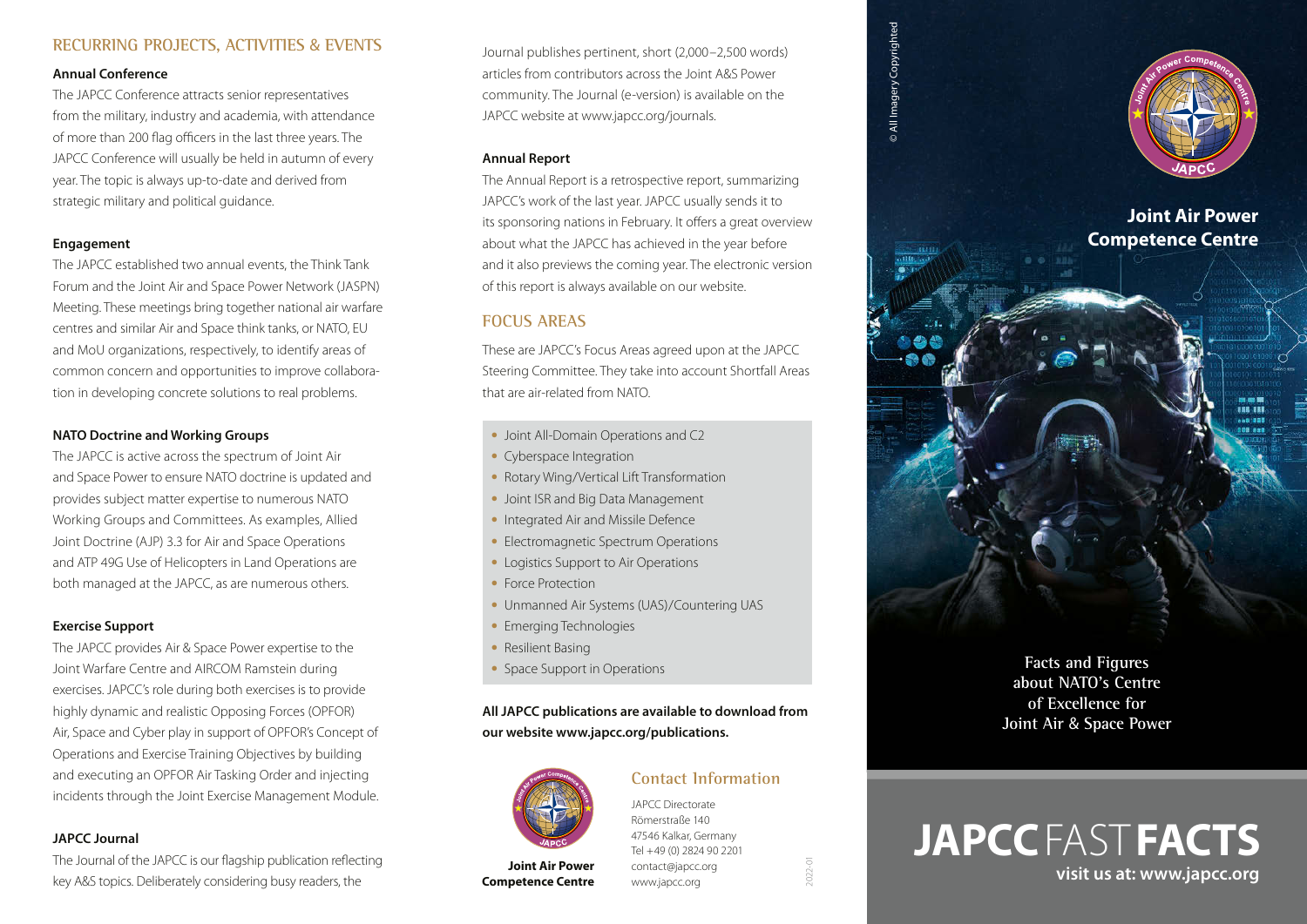## RECURRING PROJECTS, ACTIVITIES & EVENTS

### Annual Conference

The JAPCC Conference attracts senior representatives from the military, industry and academia, with attendance of more than 200 flag officers in the last three years. The JAPCC Conference will usually be held in autumn of every year. The topic is always up-to-date and derived from strategic military and political guidance.

### Engagement

The JAPCC established two annual events, the Think Tank Forum and the Joint Air and Space Power Network (JASPN) Meeting. These meetings bring together national air warfare centres and similar Air and Space think tanks, or NATO, EU and MoU organizations, respectively, to identify areas of common concern and opportunities to improve collaboration in developing concrete solutions to real problems.

### NATO Doctrine and Working Groups

The JAPCC is active across the spectrum of Joint Air and Space Power to ensure NATO doctrine is updated and provides subject matter expertise to numerous NATO Working Groups and Committees. As examples, Allied Joint Doctrine (AJP) 3.3 for Air and Space Operations and ATP 49G Use of Helicopters in Land Operations are both managed at the JAPCC, as are numerous others.

### Exercise Support

The JAPCC provides Air & Space Power expertise to the Joint Warfare Centre and AIRCOM Ramstein during exercises. JAPCC's role during both exercises is to provide highly dynamic and realistic Opposing Forces (OPFOR) Air, Space and Cyber play in support of OPFOR's Concept of Operations and Exercise Training Objectives by building and executing an OPFOR Air Tasking Order and injecting incidents through the Joint Exercise Management Module.

### JAPCC Journal

The Journal of the JAPCC is our flagship publication reflecting key A&S topics. Deliberately considering busy readers, the Journal publishes pertinent, short (2,000–2,500 words) articles from contributors across the Joint A&S Power community. The Journal (e-version) is available on the JAPCC website at www.japcc.org/journals.

### Annual Report

The Annual Report is a retrospective report, summarizing JAPCC's work of the last year. JAPCC usually sends it to its sponsoring nations in February. It offers a great overview about what the JAPCC has achieved in the year before and it also previews the coming year. The electronic version of this report is always available on our website.

## FOCUS AREAS

These are JAPCC's Focus Areas agreed upon at the JAPCC Steering Committee. They take into account Shortfall Areas that are air-related from NATO.

- Joint All-Domain Operations and C2
- Cyberspace Integration
- Rotary Wing/Vertical Lift Transformation
- Joint ISR and Big Data Management
- Integrated Air and Missile Defence
- Electromagnetic Spectrum Operations
- Logistics Support to Air Operations
- Force Protection
- Unmanned Air Systems (UAS)/Countering UAS
- Emerging Technologies
- Resilient Basing
- Space Support in Operations

**All JAPCC publications are available to download from our website www.japcc.org/publications.**

**Joint Air Power Competence Centre**

## Contact Information

JAPCC Directorate
Römerstraße 140
47546 Kalkar, Germany
Tel +49 (0) 2824 90 2201
contact@japcc.org
www.japcc.org

2022-01

© All Imagery Copyrighted

**Joint Air Power Competence Centre**

Facts and Figures about NATO's Centre of Excellence for Joint Air & Space Power

# JAPCC FAST FACTS

**visit us at: www.japcc.org**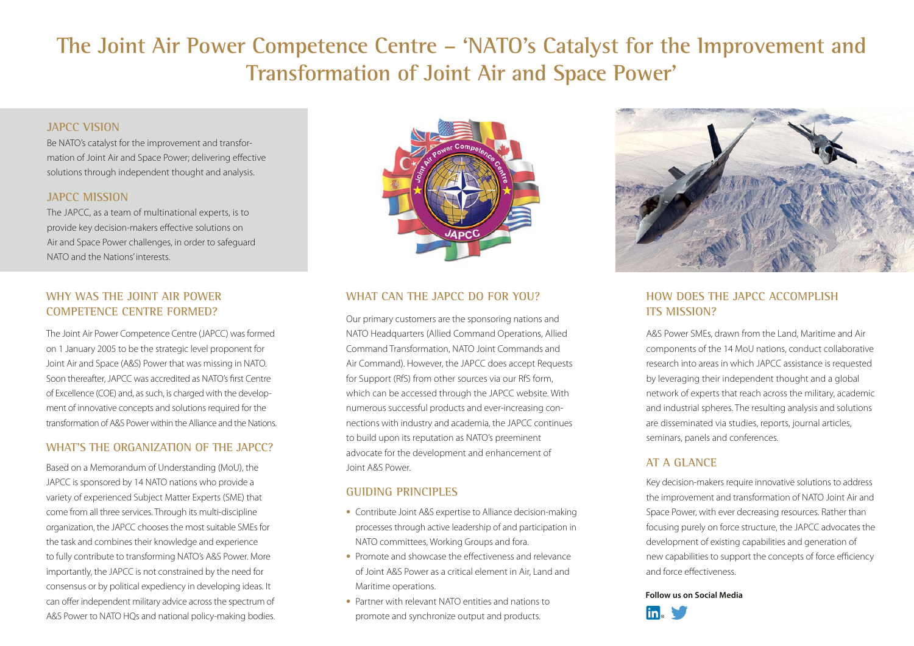# The Joint Air Power Competence Centre – 'NATO's Catalyst for the Improvement and Transformation of Joint Air and Space Power'

## JAPCC VISION

Be NATO's catalyst for the improvement and transformation of Joint Air and Space Power; delivering effective solutions through independent thought and analysis.

## JAPCC MISSION

The JAPCC, as a team of multinational experts, is to provide key decision-makers effective solutions on Air and Space Power challenges, in order to safeguard NATO and the Nations' interests.

## WHY WAS THE JOINT AIR POWER COMPETENCE CENTRE FORMED?

The Joint Air Power Competence Centre (JAPCC) was formed on 1 January 2005 to be the strategic level proponent for Joint Air and Space (A&S) Power that was missing in NATO. Soon thereafter, JAPCC was accredited as NATO's first Centre of Excellence (COE) and, as such, is charged with the development of innovative concepts and solutions required for the transformation of A&S Power within the Alliance and the Nations.

## WHAT'S THE ORGANIZATION OF THE JAPCC?

Based on a Memorandum of Understanding (MoU), the JAPCC is sponsored by 14 NATO nations who provide a variety of experienced Subject Matter Experts (SME) that come from all three services. Through its multi-discipline organization, the JAPCC chooses the most suitable SMEs for the task and combines their knowledge and experience to fully contribute to transforming NATO's A&S Power. More importantly, the JAPCC is not constrained by the need for consensus or by political expediency in developing ideas. It can offer independent military advice across the spectrum of A&S Power to NATO HQs and national policy-making bodies.

## WHAT CAN THE JAPCC DO FOR YOU?

Our primary customers are the sponsoring nations and NATO Headquarters (Allied Command Operations, Allied Command Transformation, NATO Joint Commands and Air Command). However, the JAPCC does accept Requests for Support (RfS) from other sources via our RfS form, which can be accessed through the JAPCC website. With numerous successful products and ever-increasing connections with industry and academia, the JAPCC continues to build upon its reputation as NATO's preeminent advocate for the development and enhancement of Joint A&S Power.

## GUIDING PRINCIPLES

- Contribute Joint A&S expertise to Alliance decision-making processes through active leadership of and participation in NATO committees, Working Groups and fora.
- Promote and showcase the effectiveness and relevance of Joint A&S Power as a critical element in Air, Land and Maritime operations.
- Partner with relevant NATO entities and nations to promote and synchronize output and products.

## HOW DOES THE JAPCC ACCOMPLISH ITS MISSION?

A&S Power SMEs, drawn from the Land, Maritime and Air components of the 14 MoU nations, conduct collaborative research into areas in which JAPCC assistance is requested by leveraging their independent thought and a global network of experts that reach across the military, academic and industrial spheres. The resulting analysis and solutions are disseminated via studies, reports, journal articles, seminars, panels and conferences.

## AT A GLANCE

Key decision-makers require innovative solutions to address the improvement and transformation of NATO Joint Air and Space Power, with ever decreasing resources. Rather than focusing purely on force structure, the JAPCC advocates the development of existing capabilities and generation of new capabilities to support the concepts of force efficiency and force effectiveness.

**Follow us on Social Media**